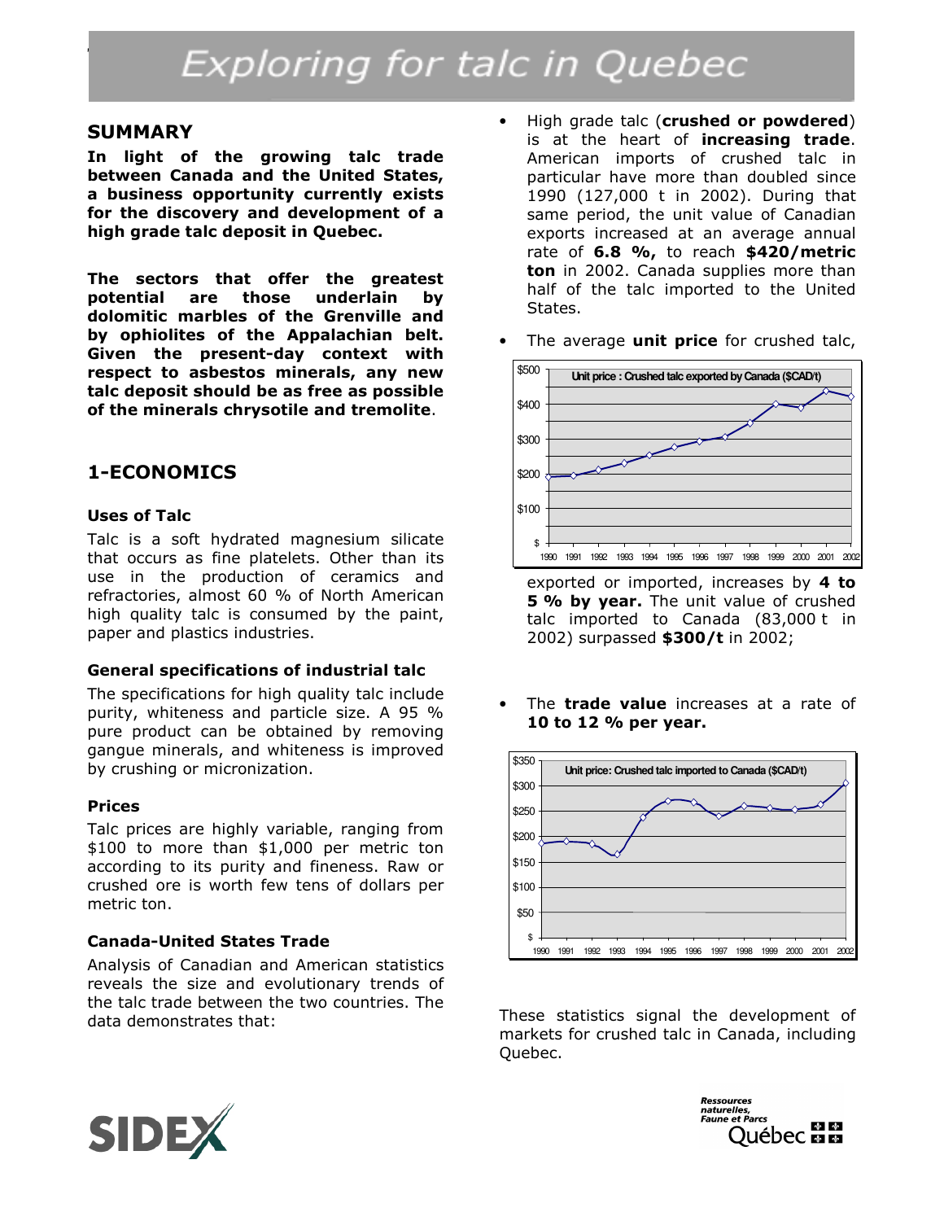# Exploring for talc in Quebec

## SUMMARY

**In light of the growing talc trade between Canada and the United States, a business opportunity currently exists for the discovery and development of a high grade talc deposit in Quebec.**

**The sectors that offer the greatest potential are those underlain by dolomitic marbles of the Grenville and by ophiolites of the Appalachian belt. Given the present-day context with respect to asbestos minerals, any new talc deposit should be as free as possible of the minerals chrysotile and tremolite**.

## 1-ECONOMICS

### Uses of Talc

Talc is a soft hydrated magnesium silicate that occurs as fine platelets. Other than its use in the production of ceramics and refractories, almost 60 % of North American high quality talc is consumed by the paint, paper and plastics industries.

### General specifications of industrial talc

The specifications for high quality talc include purity, whiteness and particle size. A 95 % pure product can be obtained by removing gangue minerals, and whiteness is improved by crushing or micronization.

### Prices

Talc prices are highly variable, ranging from \$100 to more than \$1,000 per metric ton according to its purity and fineness. Raw or crushed ore is worth few tens of dollars per metric ton.

### Canada-United States Trade

Analysis of Canadian and American statistics reveals the size and evolutionary trends of the talc trade between the two countries. The data demonstrates that:

- High grade talc (**crushed or powdered**) is at the heart of **increasing trade**. American imports of crushed talc in particular have more than doubled since 1990 (127,000 t in 2002). During that same period, the unit value of Canadian exports increased at an average annual rate of **6.8 %,** to reach **\$420/metric ton** in 2002. Canada supplies more than half of the talc imported to the United States.

- The average **unit price** for crushed talc, exported or imported, increases by **4 to 5 % by year.** The unit value of crushed talc imported to Canada (83,000 t in 2002) surpassed **\$300/t** in 2002;

Unit price : Crushed talc exported by Canada (\$CAD/t)

- The **trade value** increases at a rate of **10 to 12 % per year.**

Unit price: Crushed talc imported to Canada (\$CAD/t)

These statistics signal the development of markets for crushed talc in Canada, including Quebec.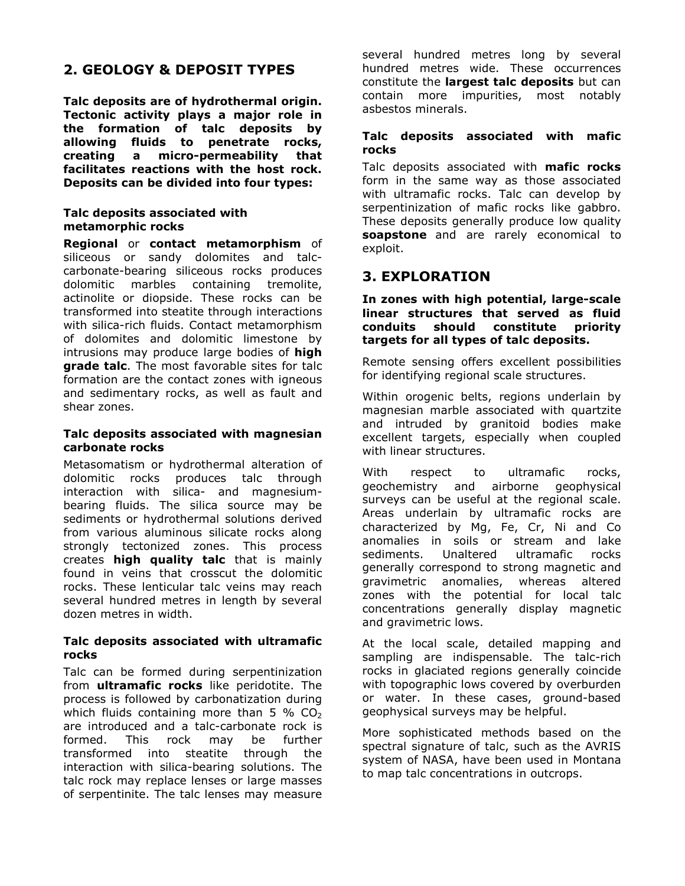## 2. GEOLOGY & DEPOSIT TYPES

**Talc deposits are of hydrothermal origin. Tectonic activity plays a major role in the formation of talc deposits by allowing fluids to penetrate rocks, creating a micro-permeability that facilitates reactions with the host rock. Deposits can be divided into four types:**

### Talc deposits associated with metamorphic rocks

**Regional** or **contact metamorphism** of siliceous or sandy dolomites and talc-carbonate-bearing siliceous rocks produces dolomitic marbles containing tremolite, actinolite or diopside. These rocks can be transformed into steatite through interactions with silica-rich fluids. Contact metamorphism of dolomites and dolomitic limestone by intrusions may produce large bodies of **high grade talc**. The most favorable sites for talc formation are the contact zones with igneous and sedimentary rocks, as well as fault and shear zones.

### Talc deposits associated with magnesian carbonate rocks

Metasomatism or hydrothermal alteration of dolomitic rocks produces talc through interaction with silica- and magnesium-bearing fluids. The silica source may be sediments or hydrothermal solutions derived from various aluminous silicate rocks along strongly tectonized zones. This process creates **high quality talc** that is mainly found in veins that crosscut the dolomitic rocks. These lenticular talc veins may reach several hundred metres in length by several dozen metres in width.

### Talc deposits associated with ultramafic rocks

Talc can be formed during serpentinization from **ultramafic rocks** like peridotite. The process is followed by carbonatization during which fluids containing more than 5 % $CO_2$ are introduced and a talc-carbonate rock is formed. This rock may be further transformed into steatite through the interaction with silica-bearing solutions. The talc rock may replace lenses or large masses of serpentinite. The talc lenses may measure several hundred metres long by several hundred metres wide. These occurrences constitute the **largest talc deposits** but can contain more impurities, most notably asbestos minerals.

### Talc deposits associated with mafic rocks

Talc deposits associated with **mafic rocks** form in the same way as those associated with ultramafic rocks. Talc can develop by serpentinization of mafic rocks like gabbro. These deposits generally produce low quality **soapstone** and are rarely economical to exploit.

## 3. EXPLORATION

**In zones with high potential, large-scale linear structures that served as fluid conduits should constitute priority targets for all types of talc deposits.**

Remote sensing offers excellent possibilities for identifying regional scale structures.

Within orogenic belts, regions underlain by magnesian marble associated with quartzite and intruded by granitoid bodies make excellent targets, especially when coupled with linear structures.

With respect to ultramafic rocks, geochemistry and airborne geophysical surveys can be useful at the regional scale. Areas underlain by ultramafic rocks are characterized by Mg, Fe, Cr, Ni and Co anomalies in soils or stream and lake sediments. Unaltered ultramafic rocks generally correspond to strong magnetic and gravimetric anomalies, whereas altered zones with the potential for local talc concentrations generally display magnetic and gravimetric lows.

At the local scale, detailed mapping and sampling are indispensable. The talc-rich rocks in glaciated regions generally coincide with topographic lows covered by overburden or water. In these cases, ground-based geophysical surveys may be helpful.

More sophisticated methods based on the spectral signature of talc, such as the AVRIS system of NASA, have been used in Montana to map talc concentrations in outcrops.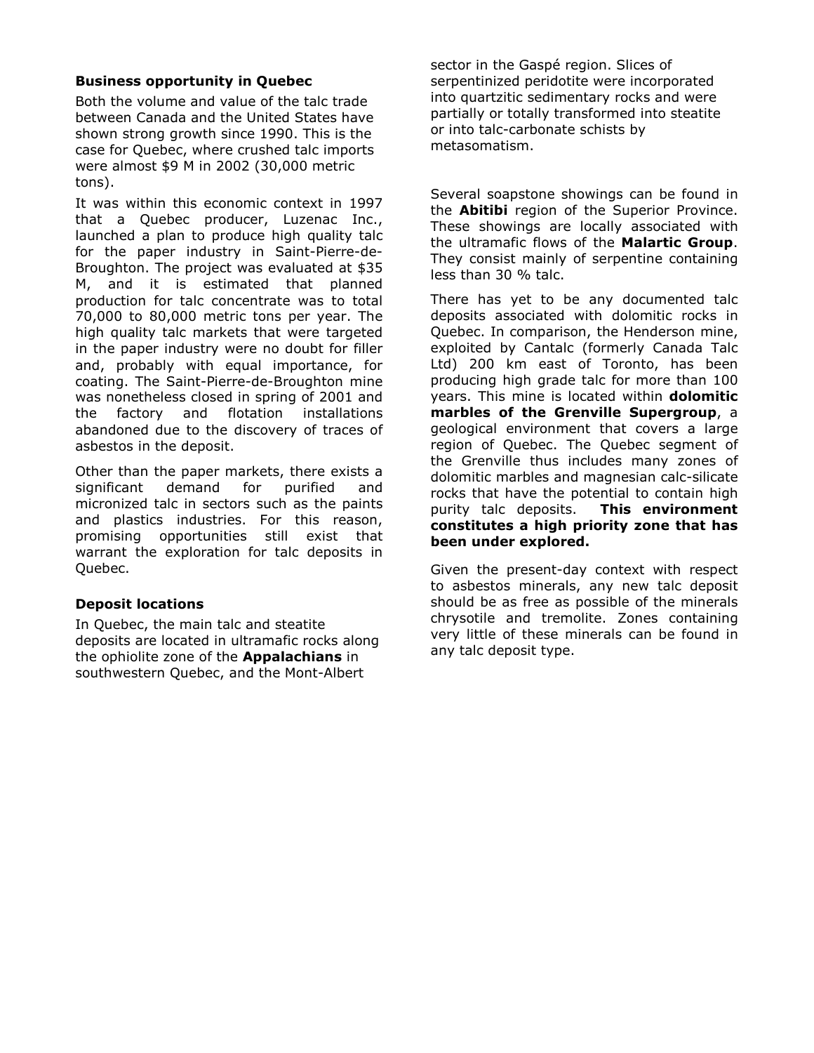### Business opportunity in Quebec

Both the volume and value of the talc trade between Canada and the United States have shown strong growth since 1990. This is the case for Quebec, where crushed talc imports were almost $9 M in 2002 (30,000 metric tons).

It was within this economic context in 1997 that a Quebec producer, Luzenac Inc., launched a plan to produce high quality talc for the paper industry in Saint-Pierre-de-Broughton. The project was evaluated at $35 M, and it is estimated that planned production for talc concentrate was to total 70,000 to 80,000 metric tons per year. The high quality talc markets that were targeted in the paper industry were no doubt for filler and, probably with equal importance, for coating. The Saint-Pierre-de-Broughton mine was nonetheless closed in spring of 2001 and the factory and flotation installations abandoned due to the discovery of traces of asbestos in the deposit.

Other than the paper markets, there exists a significant demand for purified and micronized talc in sectors such as the paints and plastics industries. For this reason, promising opportunities still exist that warrant the exploration for talc deposits in Quebec.

### Deposit locations

In Quebec, the main talc and steatite deposits are located in ultramafic rocks along the ophiolite zone of the **Appalachians** in southwestern Quebec, and the Mont-Albert sector in the Gaspé region. Slices of serpentinized peridotite were incorporated into quartzitic sedimentary rocks and were partially or totally transformed into steatite or into talc-carbonate schists by metasomatism.

Several soapstone showings can be found in the **Abitibi** region of the Superior Province. These showings are locally associated with the ultramafic flows of the **Malartic Group**. They consist mainly of serpentine containing less than 30 % talc.

There has yet to be any documented talc deposits associated with dolomitic rocks in Quebec. In comparison, the Henderson mine, exploited by Cantalc (formerly Canada Talc Ltd) 200 km east of Toronto, has been producing high grade talc for more than 100 years. This mine is located within **dolomitic marbles of the Grenville Supergroup**, a geological environment that covers a large region of Quebec. The Quebec segment of the Grenville thus includes many zones of dolomitic marbles and magnesian calc-silicate rocks that have the potential to contain high purity talc deposits. **This environment constitutes a high priority zone that has been under explored.**

Given the present-day context with respect to asbestos minerals, any new talc deposit should be as free as possible of the minerals chrysotile and tremolite. Zones containing very little of these minerals can be found in any talc deposit type.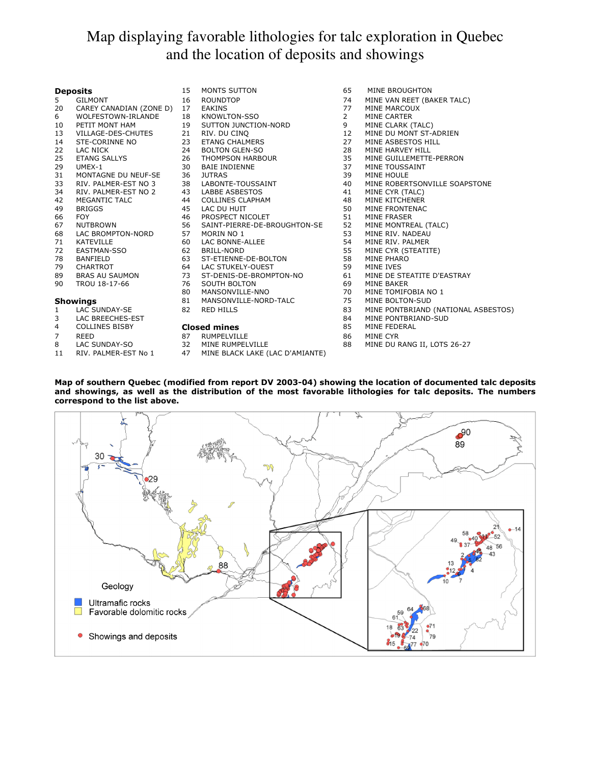# Map displaying favorable lithologies for talc exploration in Quebec and the location of deposits and showings

**Deposits**
5 GILMONT
20 CAREY CANADIAN (ZONE D)
6 WOLFESTOWN-IRLANDE
10 PETIT MONT HAM
13 VILLAGE-DES-CHUTES
14 STE-CORINNE NO
22 LAC NICK
25 ETANG SALLYS
29 UMEX-1
31 MONTAGNE DU NEUF-SE
33 RIV. PALMER-EST NO 3
34 RIV. PALMER-EST NO 2
42 MEGANTIC TALC
49 BRIGGS
66 FOY
67 NUTBROWN
68 LAC BROMPTON-NORD
71 KATEVILLE
72 EASTMAN-SSO
78 BANFIELD
79 CHARTROT
89 BRAS AU SAUMON
90 TROU 18-17-66

**Showings**
1 LAC SUNDAY-SE
3 LAC BREECHES-EST
4 COLLINES BISBY
7 REED
8 LAC SUNDAY-SO
11 RIV. PALMER-EST No 1
15 MONTS SUTTON
16 ROUNDTOP
17 EAKINS
18 KNOWLTON-SSO
19 SUTTON JUNCTION-NORD
21 RIV. DU CINQ
23 ETANG CHALMERS
24 BOLTON GLEN-SO
26 THOMPSON HARBOUR
30 BAIE INDIENNE
36 JUTRAS
38 LABONTE-TOUSSAINT
43 LABBE ASBESTOS
44 COLLINES CLAPHAM
45 LAC DU HUIT
46 PROSPECT NICOLET
56 SAINT-PIERRE-DE-BROUGHTON-SE
57 MORIN NO 1
60 LAC BONNE-ALLEE
62 BRILL-NORD
63 ST-ETIENNE-DE-BOLTON
64 LAC STUKELY-OUEST
73 ST-DENIS-DE-BROMPTON-NO
76 SOUTH BOLTON
80 MANSONVILLE-NNO
81 MANSONVILLE-NORD-TALC
82 RED HILLS

**Closed mines**
87 RUMPELVILLE
32 MINE RUMPELVILLE
47 MINE BLACK LAKE (LAC D'AMIANTE)
65 MINE BROUGHTON
74 MINE VAN REET (BAKER TALC)
77 MINE MARCOUX
2 MINE CARTER
9 MINE CLARK (TALC)
12 MINE DU MONT ST-ADRIEN
27 MINE ASBESTOS HILL
28 MINE HARVEY HILL
35 MINE GUILLEMETTE-PERRON
37 MINE TOUSSAINT
39 MINE HOULE
40 MINE ROBERTSONVILLE SOAPSTONE
41 MINE CYR (TALC)
48 MINE KITCHENER
50 MINE FRONTENAC
51 MINE FRASER
52 MINE MONTREAL (TALC)
53 MINE RIV. NADEAU
54 MINE RIV. PALMER
55 MINE CYR (STEATITE)
58 MINE PHARO
59 MINE IVES
61 MINE DE STEATITE D'EASTRAY
69 MINE BAKER
70 MINE TOMIFOBIA NO 1
75 MINE BOLTON-SUD
83 MINE PONTBRIAND (NATIONAL ASBESTOS)
84 MINE PONTBRIAND-SUD
85 MINE FEDERAL
86 MINE CYR
88 MINE DU RANG II, LOTS 26-27

**Map of southern Quebec (modified from report DV 2003-04) showing the location of documented talc deposits and showings, as well as the distribution of the most favorable lithologies for talc deposits. The numbers correspond to the list above.**

Geology
Ultramafic rocks
Favorable dolomitic rocks
Showings and deposits